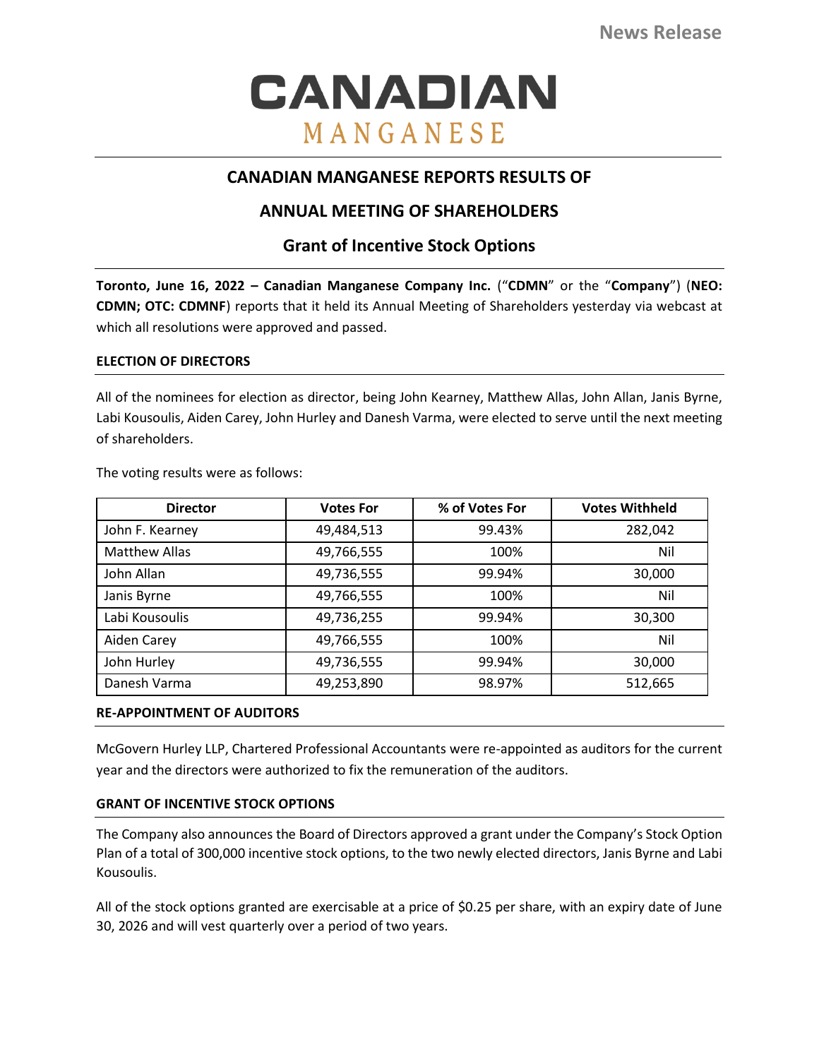News Release

# CANADIAN MANGANESE

## CANADIAN MANGANESE REPORTS RESULTS OF ANNUAL MEETING OF SHAREHOLDERS

### Grant of Incentive Stock Options

**Toronto, June 16, 2022 – Canadian Manganese Company Inc.** ("**CDMN**" or the "**Company**") (**NEO: CDMN; OTC: CDMNF**) reports that it held its Annual Meeting of Shareholders yesterday via webcast at which all resolutions were approved and passed.

**ELECTION OF DIRECTORS**

All of the nominees for election as director, being John Kearney, Matthew Allas, John Allan, Janis Byrne, Labi Kousoulis, Aiden Carey, John Hurley and Danesh Varma, were elected to serve until the next meeting of shareholders.

The voting results were as follows:

| Director | Votes For | % of Votes For | Votes Withheld |
|---|---|---|---|
| John F. Kearney | 49,484,513 | 99.43% | 282,042 |
| Matthew Allas | 49,766,555 | 100% | Nil |
| John Allan | 49,736,555 | 99.94% | 30,000 |
| Janis Byrne | 49,766,555 | 100% | Nil |
| Labi Kousoulis | 49,736,255 | 99.94% | 30,300 |
| Aiden Carey | 49,766,555 | 100% | Nil |
| John Hurley | 49,736,555 | 99.94% | 30,000 |
| Danesh Varma | 49,253,890 | 98.97% | 512,665 |

**RE-APPOINTMENT OF AUDITORS**

McGovern Hurley LLP, Chartered Professional Accountants were re-appointed as auditors for the current year and the directors were authorized to fix the remuneration of the auditors.

**GRANT OF INCENTIVE STOCK OPTIONS**

The Company also announces the Board of Directors approved a grant under the Company's Stock Option Plan of a total of 300,000 incentive stock options, to the two newly elected directors, Janis Byrne and Labi Kousoulis.

All of the stock options granted are exercisable at a price of $0.25 per share, with an expiry date of June 30, 2026 and will vest quarterly over a period of two years.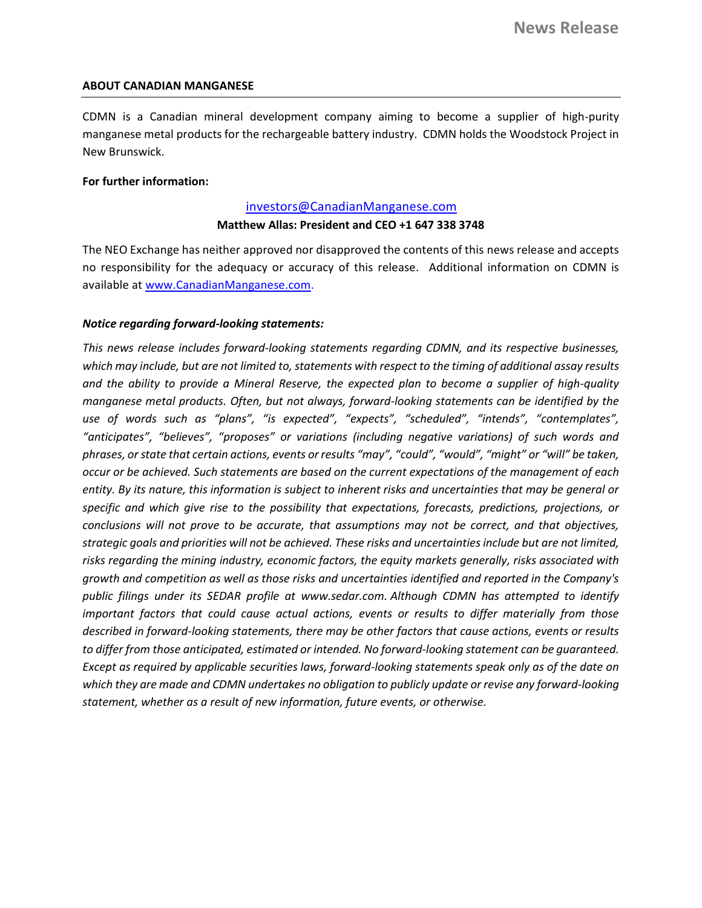**ABOUT CANADIAN MANGANESE**

CDMN is a Canadian mineral development company aiming to become a supplier of high-purity manganese metal products for the rechargeable battery industry. CDMN holds the Woodstock Project in New Brunswick.

**For further information:**

investors@CanadianManganese.com

**Matthew Allas: President and CEO +1 647 338 3748**

The NEO Exchange has neither approved nor disapproved the contents of this news release and accepts no responsibility for the adequacy or accuracy of this release. Additional information on CDMN is available at www.CanadianManganese.com.

***Notice regarding forward-looking statements:***

*This news release includes forward-looking statements regarding CDMN, and its respective businesses, which may include, but are not limited to, statements with respect to the timing of additional assay results and the ability to provide a Mineral Reserve, the expected plan to become a supplier of high-quality manganese metal products. Often, but not always, forward-looking statements can be identified by the use of words such as "plans", "is expected", "expects", "scheduled", "intends", "contemplates", "anticipates", "believes", "proposes" or variations (including negative variations) of such words and phrases, or state that certain actions, events or results "may", "could", "would", "might" or "will" be taken, occur or be achieved. Such statements are based on the current expectations of the management of each entity. By its nature, this information is subject to inherent risks and uncertainties that may be general or specific and which give rise to the possibility that expectations, forecasts, predictions, projections, or conclusions will not prove to be accurate, that assumptions may not be correct, and that objectives, strategic goals and priorities will not be achieved. These risks and uncertainties include but are not limited, risks regarding the mining industry, economic factors, the equity markets generally, risks associated with growth and competition as well as those risks and uncertainties identified and reported in the Company's public filings under its SEDAR profile at www.sedar.com. Although CDMN has attempted to identify important factors that could cause actual actions, events or results to differ materially from those described in forward-looking statements, there may be other factors that cause actions, events or results to differ from those anticipated, estimated or intended. No forward-looking statement can be guaranteed. Except as required by applicable securities laws, forward-looking statements speak only as of the date on which they are made and CDMN undertakes no obligation to publicly update or revise any forward-looking statement, whether as a result of new information, future events, or otherwise.*